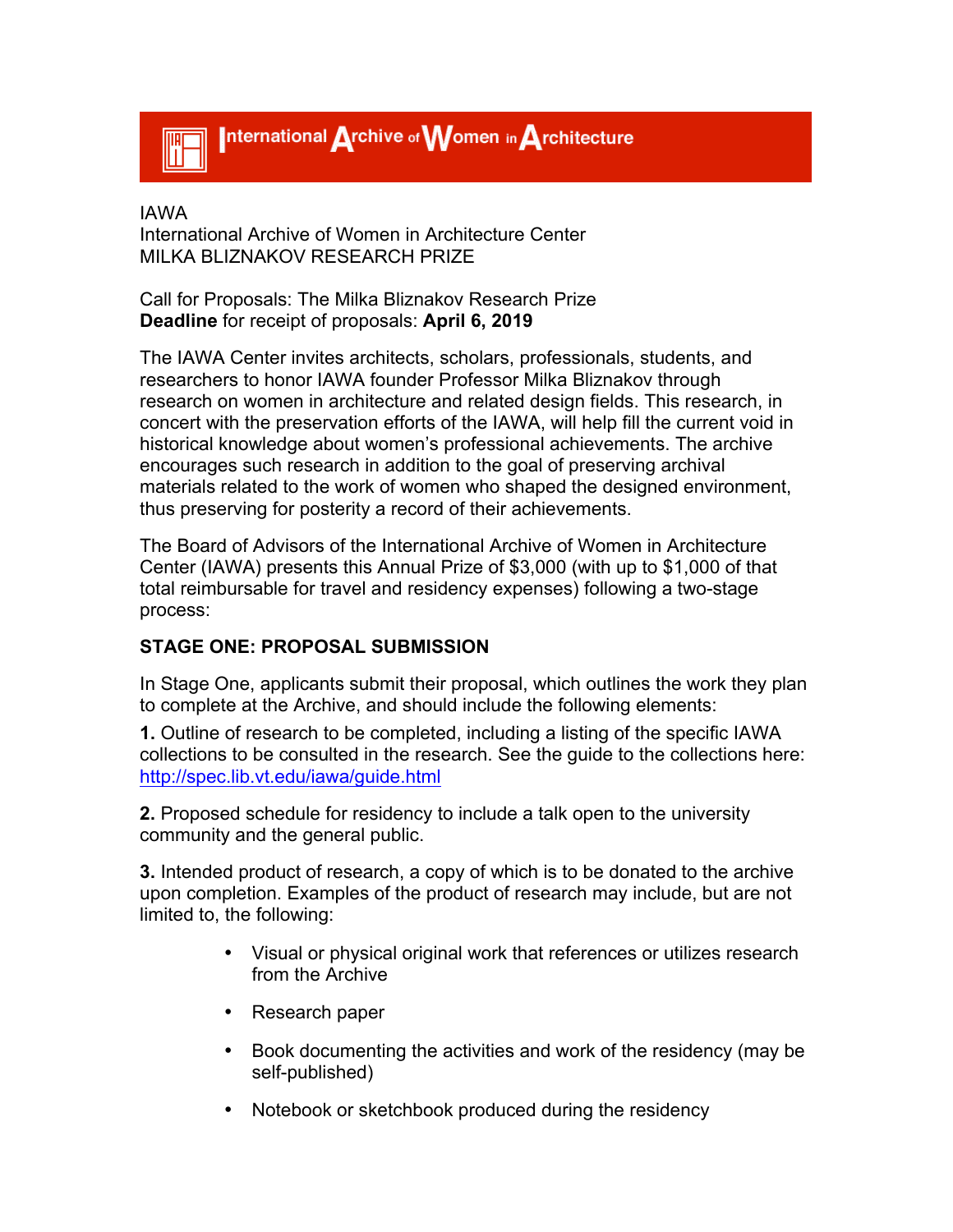# International Archive of Women in Architecture

IAWA
International Archive of Women in Architecture Center
MILKA BLIZNAKOV RESEARCH PRIZE

Call for Proposals: The Milka Bliznakov Research Prize
**Deadline** for receipt of proposals: **April 6, 2019**

The IAWA Center invites architects, scholars, professionals, students, and researchers to honor IAWA founder Professor Milka Bliznakov through research on women in architecture and related design fields. This research, in concert with the preservation efforts of the IAWA, will help fill the current void in historical knowledge about women's professional achievements. The archive encourages such research in addition to the goal of preserving archival materials related to the work of women who shaped the designed environment, thus preserving for posterity a record of their achievements.

The Board of Advisors of the International Archive of Women in Architecture Center (IAWA) presents this Annual Prize of $3,000 (with up to $1,000 of that total reimbursable for travel and residency expenses) following a two-stage process:

**STAGE ONE: PROPOSAL SUBMISSION**

In Stage One, applicants submit their proposal, which outlines the work they plan to complete at the Archive, and should include the following elements:

**1.** Outline of research to be completed, including a listing of the specific IAWA collections to be consulted in the research. See the guide to the collections here: http://spec.lib.vt.edu/iawa/guide.html

**2.** Proposed schedule for residency to include a talk open to the university community and the general public.

**3.** Intended product of research, a copy of which is to be donated to the archive upon completion. Examples of the product of research may include, but are not limited to, the following:

- Visual or physical original work that references or utilizes research from the Archive
- Research paper
- Book documenting the activities and work of the residency (may be self-published)
- Notebook or sketchbook produced during the residency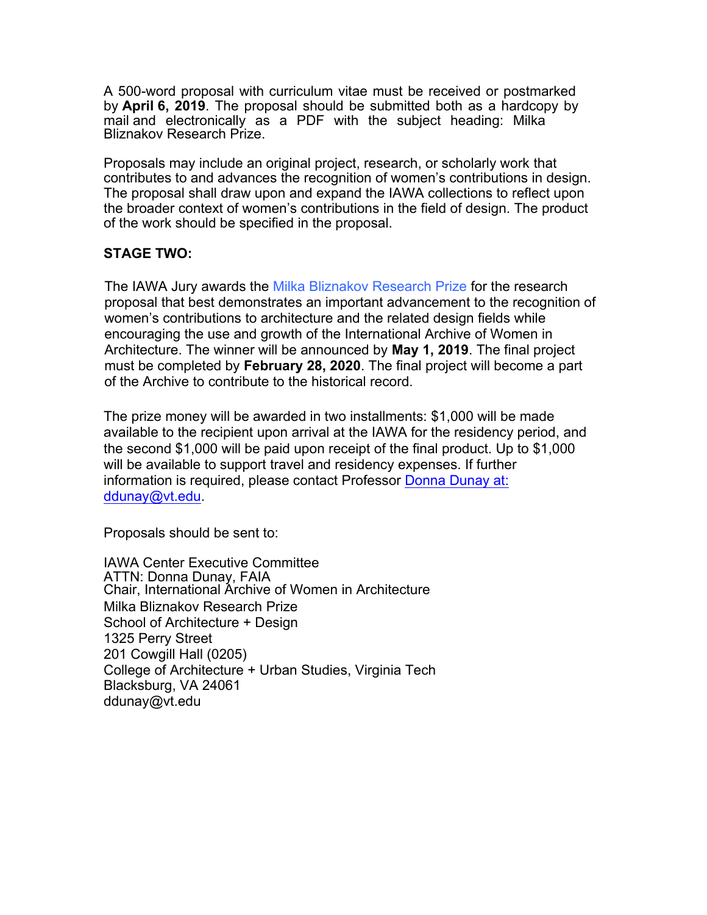A 500-word proposal with curriculum vitae must be received or postmarked by **April 6, 2019**. The proposal should be submitted both as a hardcopy by mail and electronically as a PDF with the subject heading: Milka Bliznakov Research Prize.

Proposals may include an original project, research, or scholarly work that contributes to and advances the recognition of women's contributions in design. The proposal shall draw upon and expand the IAWA collections to reflect upon the broader context of women's contributions in the field of design. The product of the work should be specified in the proposal.

**STAGE TWO:**

The IAWA Jury awards the Milka Bliznakov Research Prize for the research proposal that best demonstrates an important advancement to the recognition of women's contributions to architecture and the related design fields while encouraging the use and growth of the International Archive of Women in Architecture. The winner will be announced by **May 1, 2019**. The final project must be completed by **February 28, 2020**. The final project will become a part of the Archive to contribute to the historical record.

The prize money will be awarded in two installments: $1,000 will be made available to the recipient upon arrival at the IAWA for the residency period, and the second $1,000 will be paid upon receipt of the final product. Up to $1,000 will be available to support travel and residency expenses. If further information is required, please contact Professor Donna Dunay at: ddunay@vt.edu.

Proposals should be sent to:

IAWA Center Executive Committee
ATTN: Donna Dunay, FAIA
Chair, International Archive of Women in Architecture
Milka Bliznakov Research Prize
School of Architecture + Design
1325 Perry Street
201 Cowgill Hall (0205)
College of Architecture + Urban Studies, Virginia Tech
Blacksburg, VA 24061
ddunay@vt.edu